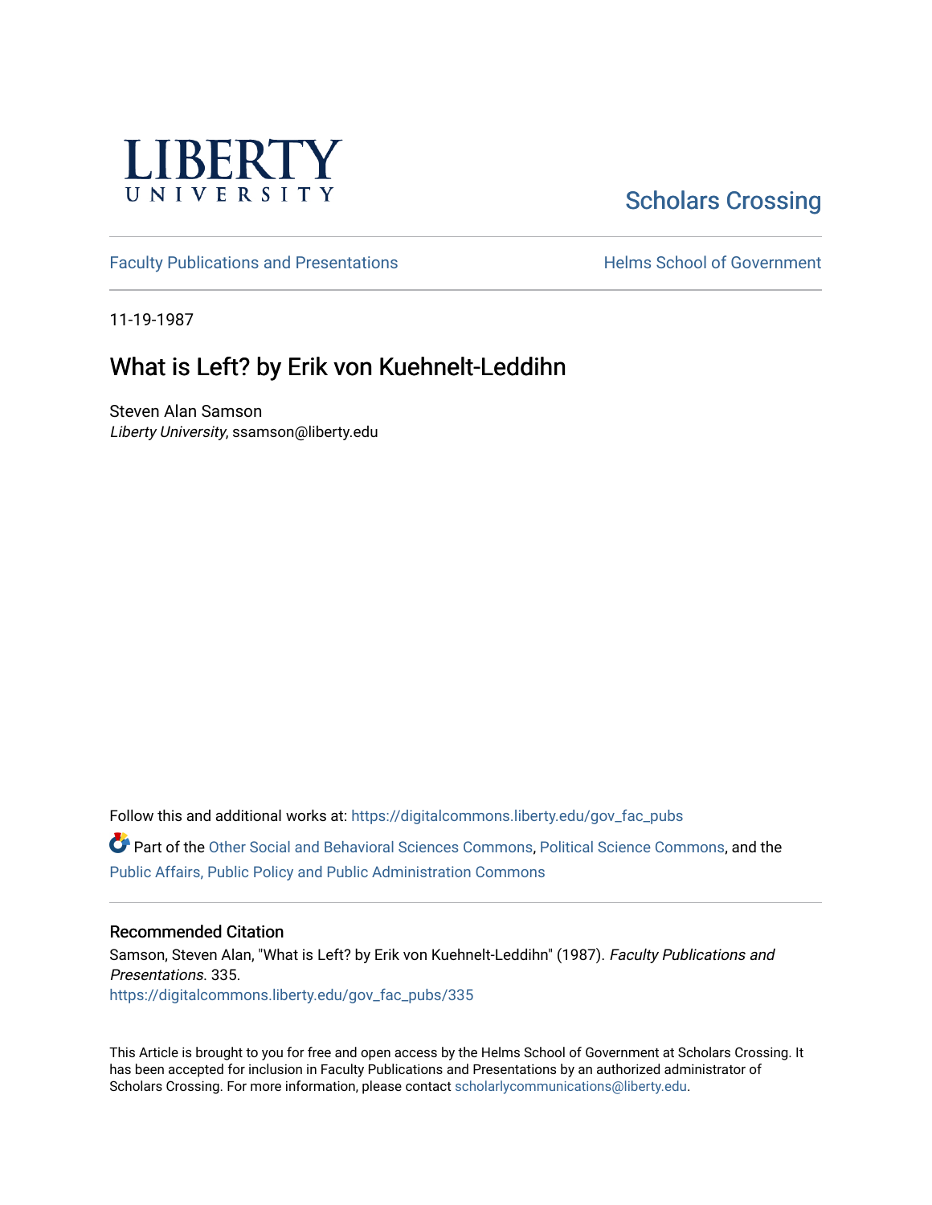LIBERTY UNIVERSITY

Scholars Crossing

Faculty Publications and Presentations

Helms School of Government

11-19-1987

# What is Left? by Erik von Kuehnelt-Leddihn

Steven Alan Samson
*Liberty University*, ssamson@liberty.edu

Follow this and additional works at: https://digitalcommons.liberty.edu/gov_fac_pubs

Part of the Other Social and Behavioral Sciences Commons, Political Science Commons, and the Public Affairs, Public Policy and Public Administration Commons

## Recommended Citation

Samson, Steven Alan, "What is Left? by Erik von Kuehnelt-Leddihn" (1987). *Faculty Publications and Presentations*. 335.
https://digitalcommons.liberty.edu/gov_fac_pubs/335

This Article is brought to you for free and open access by the Helms School of Government at Scholars Crossing. It has been accepted for inclusion in Faculty Publications and Presentations by an authorized administrator of Scholars Crossing. For more information, please contact scholarlycommunications@liberty.edu.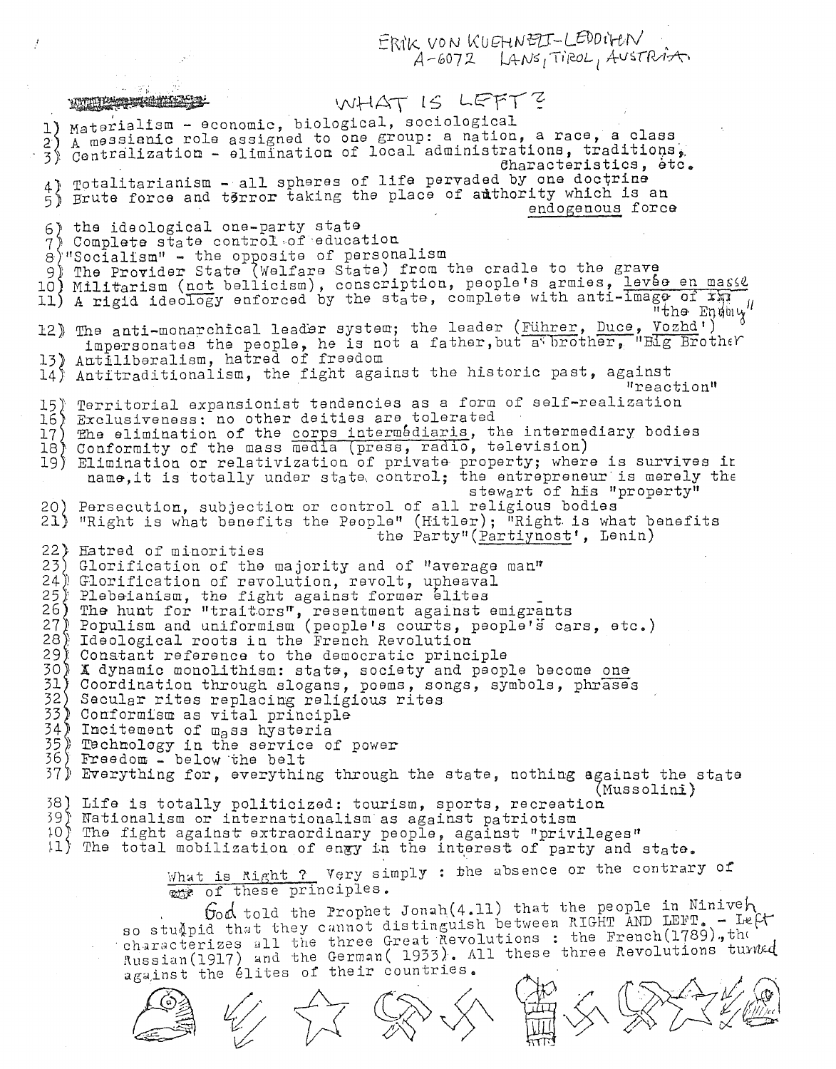ERIK VON KUEHNELT-LEDDIHN
A-6072 LANS, TIROL, AUSTRIA

# WHAT IS LEFT?

1) Materialism - economic, biological, sociological
2) A messianic role assigned to one group: a nation, a race, a class
3) Centralization - elimination of local administrations, traditions, characteristics, etc.
4) Totalitarianism - all spheres of life pervaded by one doctrine
5) Brute force and terror taking the place of authority which is an <u>endogenous</u> force
6) the ideological one-party state
7) Complete state control of education
8) "Socialism" - the opposite of personalism
9) The Provider State (Welfare State) from the cradle to the grave
10) Militarism (<u>not</u> bellicism), conscription, people's armies, <u>levée en masse</u>
11) A rigid ideology enforced by the state, complete with anti-image of "the Enemy"
12) The anti-monarchical leader system; the leader (<u>Führer</u>, <u>Duce</u>, <u>Vozhd'</u>) impersonates the people, he is not a father, but a brother, "Big Brother"
13) Antiliberalism, hatred of freedom
14) Antitraditionalism, the fight against the historic past, against "reaction"
15) Territorial expansionist tendencies as a form of self-realization
16) Exclusiveness: no other deities are tolerated
17) The elimination of the <u>corps intermédiaris</u>, the intermediary bodies
18) Conformity of the mass media (press, radio, television)
19) Elimination or relativization of private property; where is survives in name, it is totally under state control; the entrepreneur is merely the stewart of his "property"
20) Persecution, subjection or control of all religious bodies
21) "Right is what benefits the People" (Hitler); "Right is what benefits the Party" (<u>Partiynost'</u>, Lenin)
22) Hatred of minorities
23) Glorification of the majority and of "average man"
24) Glorification of revolution, revolt, upheaval
25) Plebeianism, the fight against former élites
26) The hunt for "traitors", resentment against emigrants
27) Populism and uniformism (people's courts, people's cars, etc.)
28) Ideological roots in the French Revolution
29) Constant reference to the democratic principle
30) A dynamic monolithism: state, society and people become <u>one</u>
31) Coordination through slogans, poems, songs, symbols, phrases
32) Secular rites replacing religious rites
33) Conformism as vital principle
34) Incitement of mass hysteria
35) Technology in the service of power
36) Freedom - below the belt
37) Everything for, everything through the state, nothing against the state (Mussolini)
38) Life is totally politicized: tourism, sports, recreation
39) Nationalism or internationalism as against patriotism
40) The fight against extraordinary people, against "privileges"
41) The total mobilization of envy in the interest of party and state.

<u>What is Right ?</u> Very simply : the absence or the contrary of these principles.

God told the Prophet Jonah (4.11) that the people in Niniveh so stupid that they cannot distinguish between RIGHT AND LEFT. - Left characterizes all the three Great Revolutions : the French (1789), the Russian (1917) and the German ( 1933). All these three Revolutions turned against the élites of their countries.